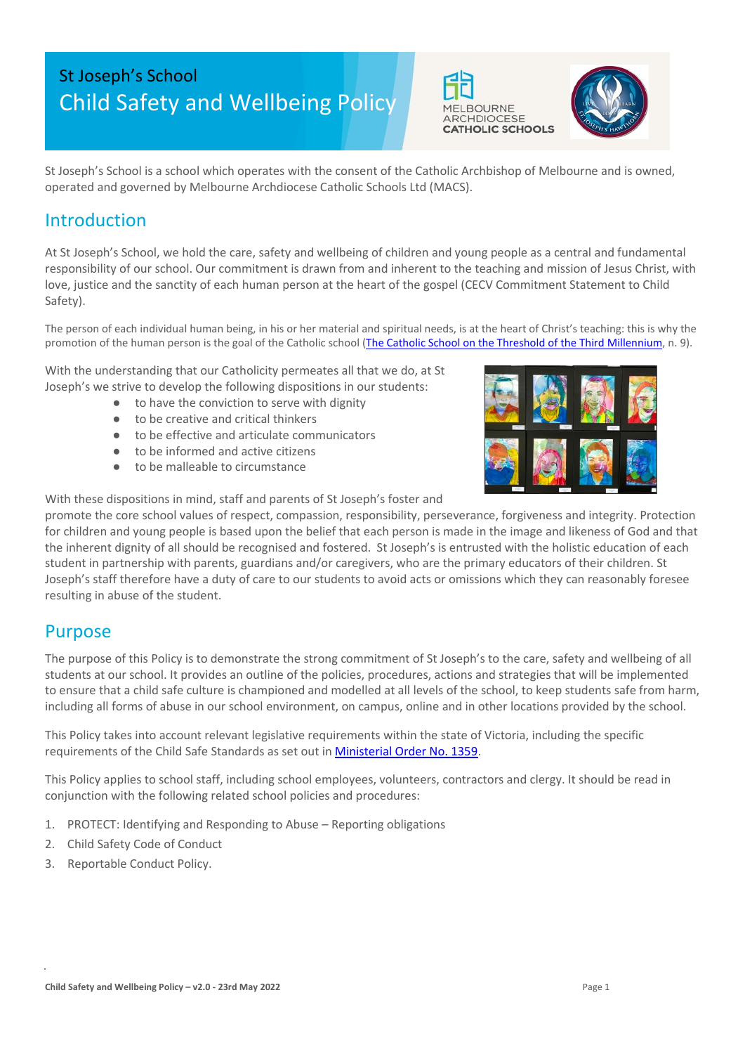# St Joseph's School
# Child Safety and Wellbeing Policy

St Joseph's School is a school which operates with the consent of the Catholic Archbishop of Melbourne and is owned, operated and governed by Melbourne Archdiocese Catholic Schools Ltd (MACS).

## Introduction

At St Joseph's School, we hold the care, safety and wellbeing of children and young people as a central and fundamental responsibility of our school. Our commitment is drawn from and inherent to the teaching and mission of Jesus Christ, with love, justice and the sanctity of each human person at the heart of the gospel (CECV Commitment Statement to Child Safety).

The person of each individual human being, in his or her material and spiritual needs, is at the heart of Christ's teaching: this is why the promotion of the human person is the goal of the Catholic school (The Catholic School on the Threshold of the Third Millennium, n. 9).

With the understanding that our Catholicity permeates all that we do, at St Joseph's we strive to develop the following dispositions in our students:

- to have the conviction to serve with dignity
- to be creative and critical thinkers
- to be effective and articulate communicators
- to be informed and active citizens
- to be malleable to circumstance

With these dispositions in mind, staff and parents of St Joseph's foster and promote the core school values of respect, compassion, responsibility, perseverance, forgiveness and integrity. Protection for children and young people is based upon the belief that each person is made in the image and likeness of God and that the inherent dignity of all should be recognised and fostered. St Joseph's is entrusted with the holistic education of each student in partnership with parents, guardians and/or caregivers, who are the primary educators of their children. St Joseph's staff therefore have a duty of care to our students to avoid acts or omissions which they can reasonably foresee resulting in abuse of the student.

## Purpose

The purpose of this Policy is to demonstrate the strong commitment of St Joseph's to the care, safety and wellbeing of all students at our school. It provides an outline of the policies, procedures, actions and strategies that will be implemented to ensure that a child safe culture is championed and modelled at all levels of the school, to keep students safe from harm, including all forms of abuse in our school environment, on campus, online and in other locations provided by the school.

This Policy takes into account relevant legislative requirements within the state of Victoria, including the specific requirements of the Child Safe Standards as set out in Ministerial Order No. 1359.

This Policy applies to school staff, including school employees, volunteers, contractors and clergy. It should be read in conjunction with the following related school policies and procedures:

1. PROTECT: Identifying and Responding to Abuse – Reporting obligations
2. Child Safety Code of Conduct
3. Reportable Conduct Policy.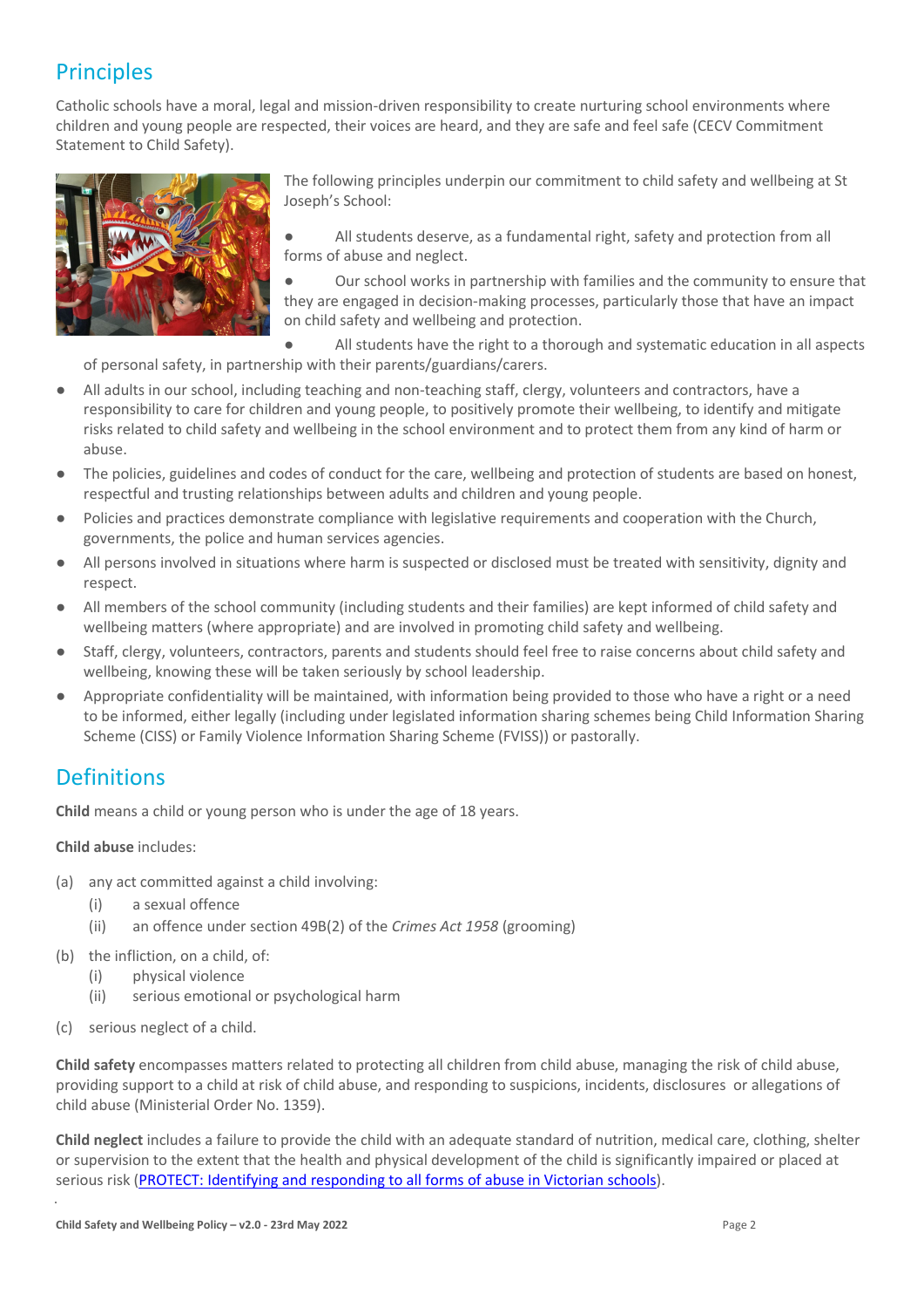## Principles

Catholic schools have a moral, legal and mission-driven responsibility to create nurturing school environments where children and young people are respected, their voices are heard, and they are safe and feel safe (CECV Commitment Statement to Child Safety).

The following principles underpin our commitment to child safety and wellbeing at St Joseph's School:

- All students deserve, as a fundamental right, safety and protection from all forms of abuse and neglect.
- Our school works in partnership with families and the community to ensure that they are engaged in decision-making processes, particularly those that have an impact on child safety and wellbeing and protection.
- All students have the right to a thorough and systematic education in all aspects of personal safety, in partnership with their parents/guardians/carers.
- All adults in our school, including teaching and non-teaching staff, clergy, volunteers and contractors, have a responsibility to care for children and young people, to positively promote their wellbeing, to identify and mitigate risks related to child safety and wellbeing in the school environment and to protect them from any kind of harm or abuse.
- The policies, guidelines and codes of conduct for the care, wellbeing and protection of students are based on honest, respectful and trusting relationships between adults and children and young people.
- Policies and practices demonstrate compliance with legislative requirements and cooperation with the Church, governments, the police and human services agencies.
- All persons involved in situations where harm is suspected or disclosed must be treated with sensitivity, dignity and respect.
- All members of the school community (including students and their families) are kept informed of child safety and wellbeing matters (where appropriate) and are involved in promoting child safety and wellbeing.
- Staff, clergy, volunteers, contractors, parents and students should feel free to raise concerns about child safety and wellbeing, knowing these will be taken seriously by school leadership.
- Appropriate confidentiality will be maintained, with information being provided to those who have a right or a need to be informed, either legally (including under legislated information sharing schemes being Child Information Sharing Scheme (CISS) or Family Violence Information Sharing Scheme (FVISS)) or pastorally.

## Definitions

**Child** means a child or young person who is under the age of 18 years.

**Child abuse** includes:

(a) any act committed against a child involving:
  - (i) a sexual offence
  - (ii) an offence under section 49B(2) of the *Crimes Act 1958* (grooming)

(b) the infliction, on a child, of:
  - (i) physical violence
  - (ii) serious emotional or psychological harm

(c) serious neglect of a child.

**Child safety** encompasses matters related to protecting all children from child abuse, managing the risk of child abuse, providing support to a child at risk of child abuse, and responding to suspicions, incidents, disclosures or allegations of child abuse (Ministerial Order No. 1359).

**Child neglect** includes a failure to provide the child with an adequate standard of nutrition, medical care, clothing, shelter or supervision to the extent that the health and physical development of the child is significantly impaired or placed at serious risk (PROTECT: Identifying and responding to all forms of abuse in Victorian schools).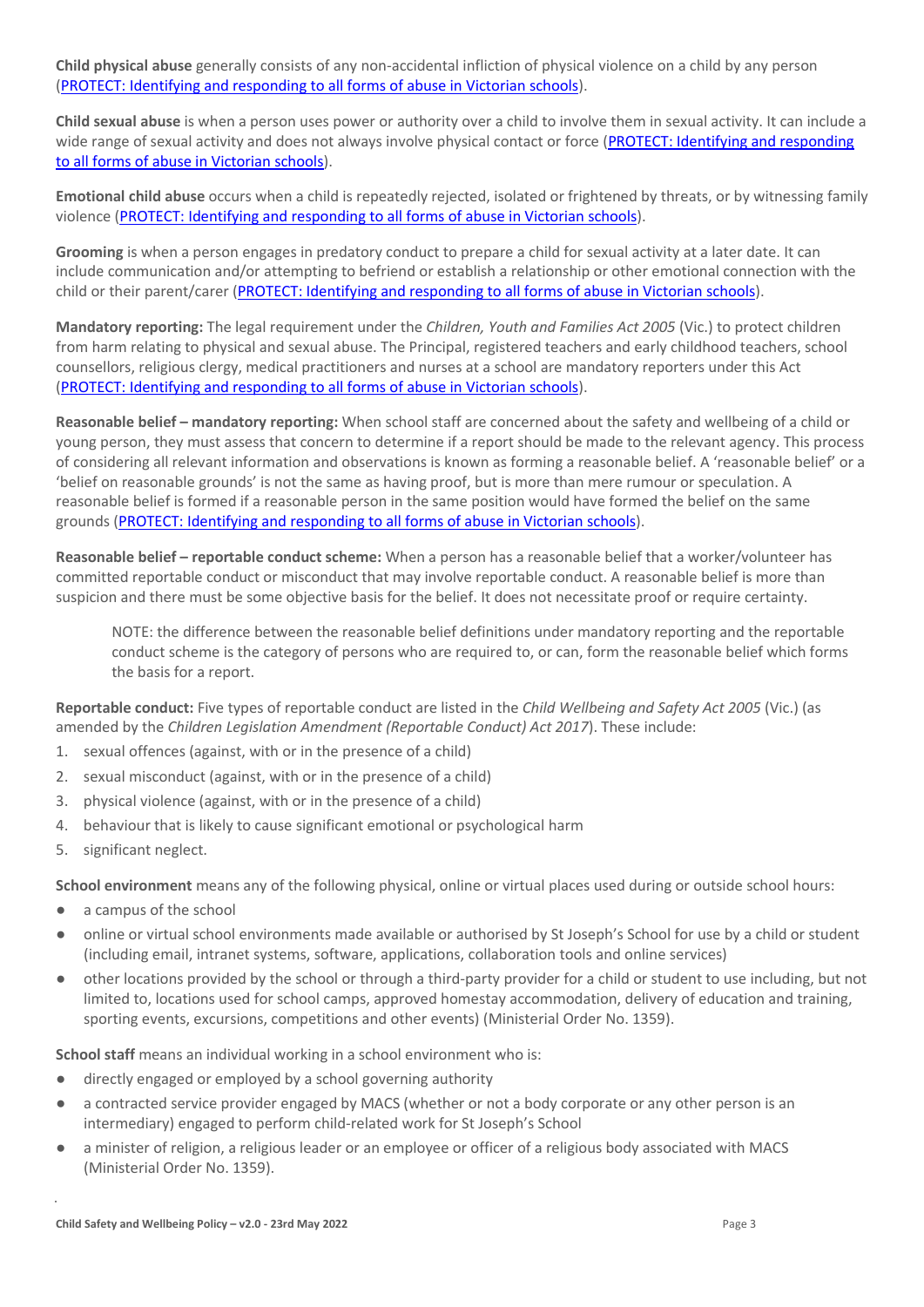**Child physical abuse** generally consists of any non-accidental infliction of physical violence on a child by any person ([PROTECT: Identifying and responding to all forms of abuse in Victorian schools]()).

**Child sexual abuse** is when a person uses power or authority over a child to involve them in sexual activity. It can include a wide range of sexual activity and does not always involve physical contact or force ([PROTECT: Identifying and responding to all forms of abuse in Victorian schools]()).

**Emotional child abuse** occurs when a child is repeatedly rejected, isolated or frightened by threats, or by witnessing family violence ([PROTECT: Identifying and responding to all forms of abuse in Victorian schools]()).

**Grooming** is when a person engages in predatory conduct to prepare a child for sexual activity at a later date. It can include communication and/or attempting to befriend or establish a relationship or other emotional connection with the child or their parent/carer ([PROTECT: Identifying and responding to all forms of abuse in Victorian schools]()).

**Mandatory reporting:** The legal requirement under the *Children, Youth and Families Act 2005* (Vic.) to protect children from harm relating to physical and sexual abuse. The Principal, registered teachers and early childhood teachers, school counsellors, religious clergy, medical practitioners and nurses at a school are mandatory reporters under this Act ([PROTECT: Identifying and responding to all forms of abuse in Victorian schools]()).

**Reasonable belief – mandatory reporting:** When school staff are concerned about the safety and wellbeing of a child or young person, they must assess that concern to determine if a report should be made to the relevant agency. This process of considering all relevant information and observations is known as forming a reasonable belief. A 'reasonable belief' or a 'belief on reasonable grounds' is not the same as having proof, but is more than mere rumour or speculation. A reasonable belief is formed if a reasonable person in the same position would have formed the belief on the same grounds ([PROTECT: Identifying and responding to all forms of abuse in Victorian schools]()).

**Reasonable belief – reportable conduct scheme:** When a person has a reasonable belief that a worker/volunteer has committed reportable conduct or misconduct that may involve reportable conduct. A reasonable belief is more than suspicion and there must be some objective basis for the belief. It does not necessitate proof or require certainty.

> NOTE: the difference between the reasonable belief definitions under mandatory reporting and the reportable conduct scheme is the category of persons who are required to, or can, form the reasonable belief which forms the basis for a report.

**Reportable conduct:** Five types of reportable conduct are listed in the *Child Wellbeing and Safety Act 2005* (Vic.) (as amended by the *Children Legislation Amendment (Reportable Conduct) Act 2017*). These include:

1. sexual offences (against, with or in the presence of a child)
2. sexual misconduct (against, with or in the presence of a child)
3. physical violence (against, with or in the presence of a child)
4. behaviour that is likely to cause significant emotional or psychological harm
5. significant neglect.

**School environment** means any of the following physical, online or virtual places used during or outside school hours:

- a campus of the school
- online or virtual school environments made available or authorised by St Joseph's School for use by a child or student (including email, intranet systems, software, applications, collaboration tools and online services)
- other locations provided by the school or through a third-party provider for a child or student to use including, but not limited to, locations used for school camps, approved homestay accommodation, delivery of education and training, sporting events, excursions, competitions and other events) (Ministerial Order No. 1359).

**School staff** means an individual working in a school environment who is:

- directly engaged or employed by a school governing authority
- a contracted service provider engaged by MACS (whether or not a body corporate or any other person is an intermediary) engaged to perform child-related work for St Joseph's School
- a minister of religion, a religious leader or an employee or officer of a religious body associated with MACS (Ministerial Order No. 1359).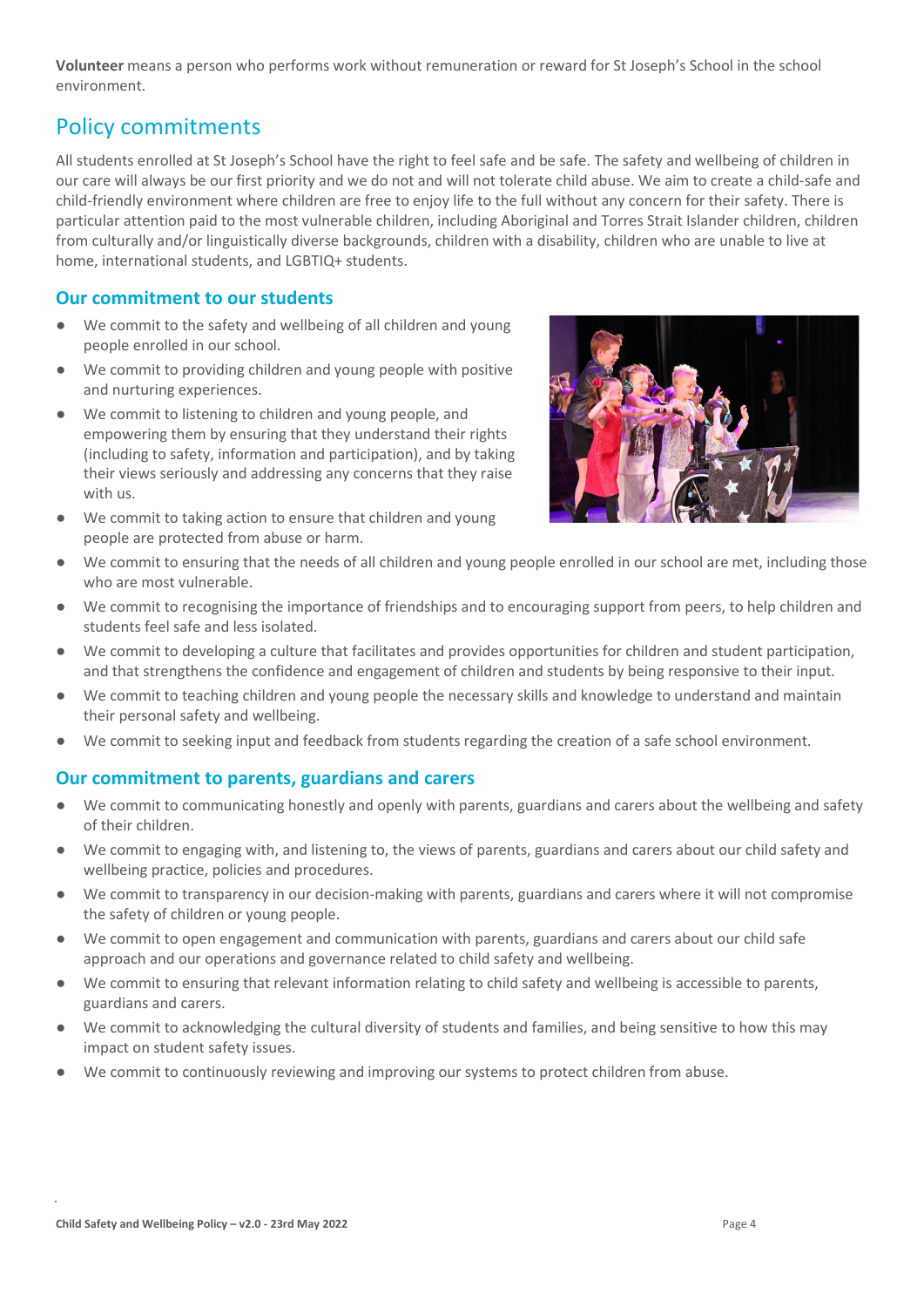**Volunteer** means a person who performs work without remuneration or reward for St Joseph's School in the school environment.

## Policy commitments

All students enrolled at St Joseph's School have the right to feel safe and be safe. The safety and wellbeing of children in our care will always be our first priority and we do not and will not tolerate child abuse. We aim to create a child-safe and child-friendly environment where children are free to enjoy life to the full without any concern for their safety. There is particular attention paid to the most vulnerable children, including Aboriginal and Torres Strait Islander children, children from culturally and/or linguistically diverse backgrounds, children with a disability, children who are unable to live at home, international students, and LGBTIQ+ students.

### Our commitment to our students

- We commit to the safety and wellbeing of all children and young people enrolled in our school.
- We commit to providing children and young people with positive and nurturing experiences.
- We commit to listening to children and young people, and empowering them by ensuring that they understand their rights (including to safety, information and participation), and by taking their views seriously and addressing any concerns that they raise with us.
- We commit to taking action to ensure that children and young people are protected from abuse or harm.
- We commit to ensuring that the needs of all children and young people enrolled in our school are met, including those who are most vulnerable.
- We commit to recognising the importance of friendships and to encouraging support from peers, to help children and students feel safe and less isolated.
- We commit to developing a culture that facilitates and provides opportunities for children and student participation, and that strengthens the confidence and engagement of children and students by being responsive to their input.
- We commit to teaching children and young people the necessary skills and knowledge to understand and maintain their personal safety and wellbeing.
- We commit to seeking input and feedback from students regarding the creation of a safe school environment.

### Our commitment to parents, guardians and carers

- We commit to communicating honestly and openly with parents, guardians and carers about the wellbeing and safety of their children.
- We commit to engaging with, and listening to, the views of parents, guardians and carers about our child safety and wellbeing practice, policies and procedures.
- We commit to transparency in our decision-making with parents, guardians and carers where it will not compromise the safety of children or young people.
- We commit to open engagement and communication with parents, guardians and carers about our child safe approach and our operations and governance related to child safety and wellbeing.
- We commit to ensuring that relevant information relating to child safety and wellbeing is accessible to parents, guardians and carers.
- We commit to acknowledging the cultural diversity of students and families, and being sensitive to how this may impact on student safety issues.
- We commit to continuously reviewing and improving our systems to protect children from abuse.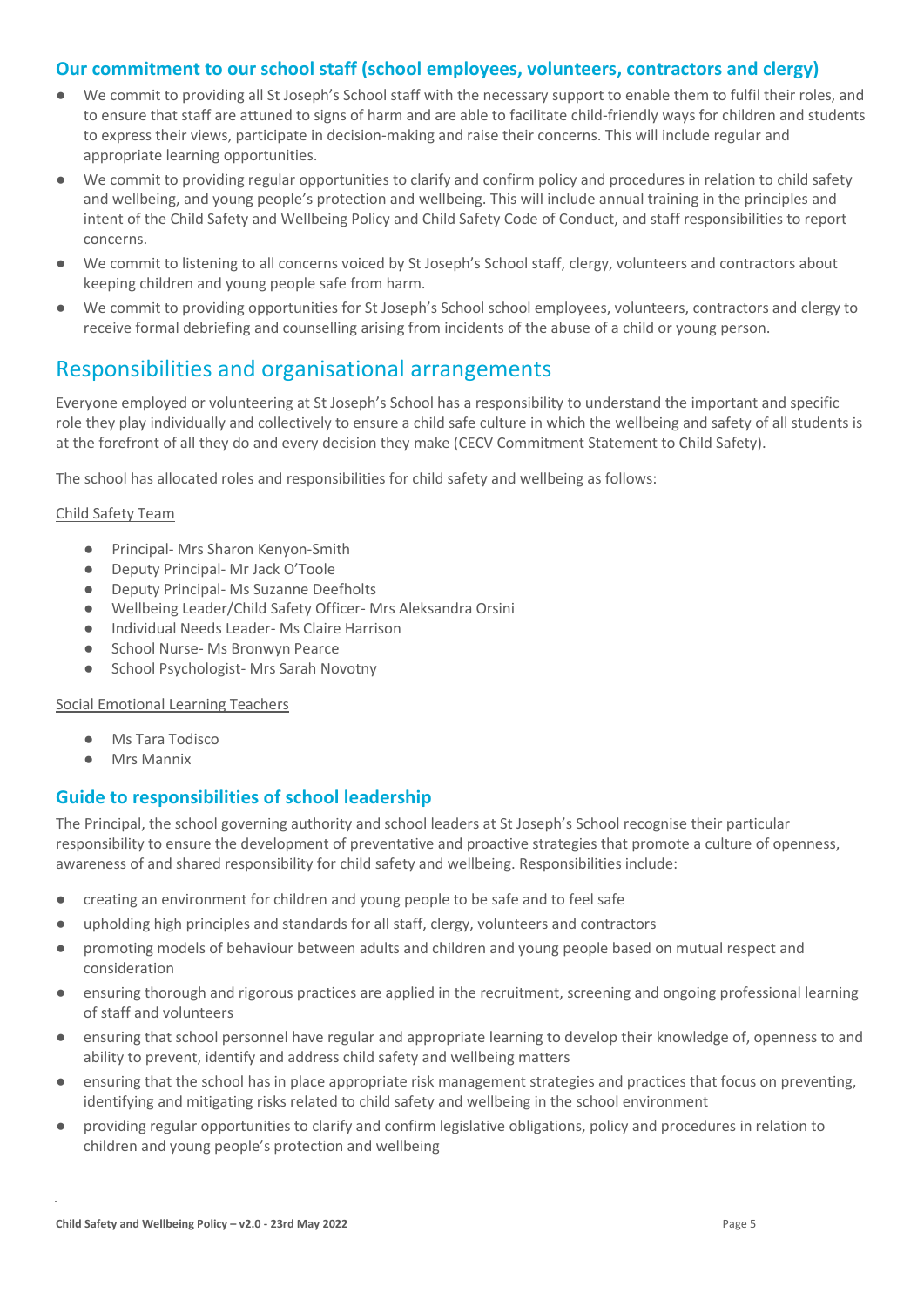### Our commitment to our school staff (school employees, volunteers, contractors and clergy)

- We commit to providing all St Joseph's School staff with the necessary support to enable them to fulfil their roles, and to ensure that staff are attuned to signs of harm and are able to facilitate child-friendly ways for children and students to express their views, participate in decision-making and raise their concerns. This will include regular and appropriate learning opportunities.
- We commit to providing regular opportunities to clarify and confirm policy and procedures in relation to child safety and wellbeing, and young people's protection and wellbeing. This will include annual training in the principles and intent of the Child Safety and Wellbeing Policy and Child Safety Code of Conduct, and staff responsibilities to report concerns.
- We commit to listening to all concerns voiced by St Joseph's School staff, clergy, volunteers and contractors about keeping children and young people safe from harm.
- We commit to providing opportunities for St Joseph's School school employees, volunteers, contractors and clergy to receive formal debriefing and counselling arising from incidents of the abuse of a child or young person.

## Responsibilities and organisational arrangements

Everyone employed or volunteering at St Joseph's School has a responsibility to understand the important and specific role they play individually and collectively to ensure a child safe culture in which the wellbeing and safety of all students is at the forefront of all they do and every decision they make (CECV Commitment Statement to Child Safety).

The school has allocated roles and responsibilities for child safety and wellbeing as follows:

Child Safety Team

- Principal- Mrs Sharon Kenyon-Smith
- Deputy Principal- Mr Jack O'Toole
- Deputy Principal- Ms Suzanne Deefholts
- Wellbeing Leader/Child Safety Officer- Mrs Aleksandra Orsini
- Individual Needs Leader- Ms Claire Harrison
- School Nurse- Ms Bronwyn Pearce
- School Psychologist- Mrs Sarah Novotny

Social Emotional Learning Teachers

- Ms Tara Todisco
- Mrs Mannix

### Guide to responsibilities of school leadership

The Principal, the school governing authority and school leaders at St Joseph's School recognise their particular responsibility to ensure the development of preventative and proactive strategies that promote a culture of openness, awareness of and shared responsibility for child safety and wellbeing. Responsibilities include:

- creating an environment for children and young people to be safe and to feel safe
- upholding high principles and standards for all staff, clergy, volunteers and contractors
- promoting models of behaviour between adults and children and young people based on mutual respect and consideration
- ensuring thorough and rigorous practices are applied in the recruitment, screening and ongoing professional learning of staff and volunteers
- ensuring that school personnel have regular and appropriate learning to develop their knowledge of, openness to and ability to prevent, identify and address child safety and wellbeing matters
- ensuring that the school has in place appropriate risk management strategies and practices that focus on preventing, identifying and mitigating risks related to child safety and wellbeing in the school environment
- providing regular opportunities to clarify and confirm legislative obligations, policy and procedures in relation to children and young people's protection and wellbeing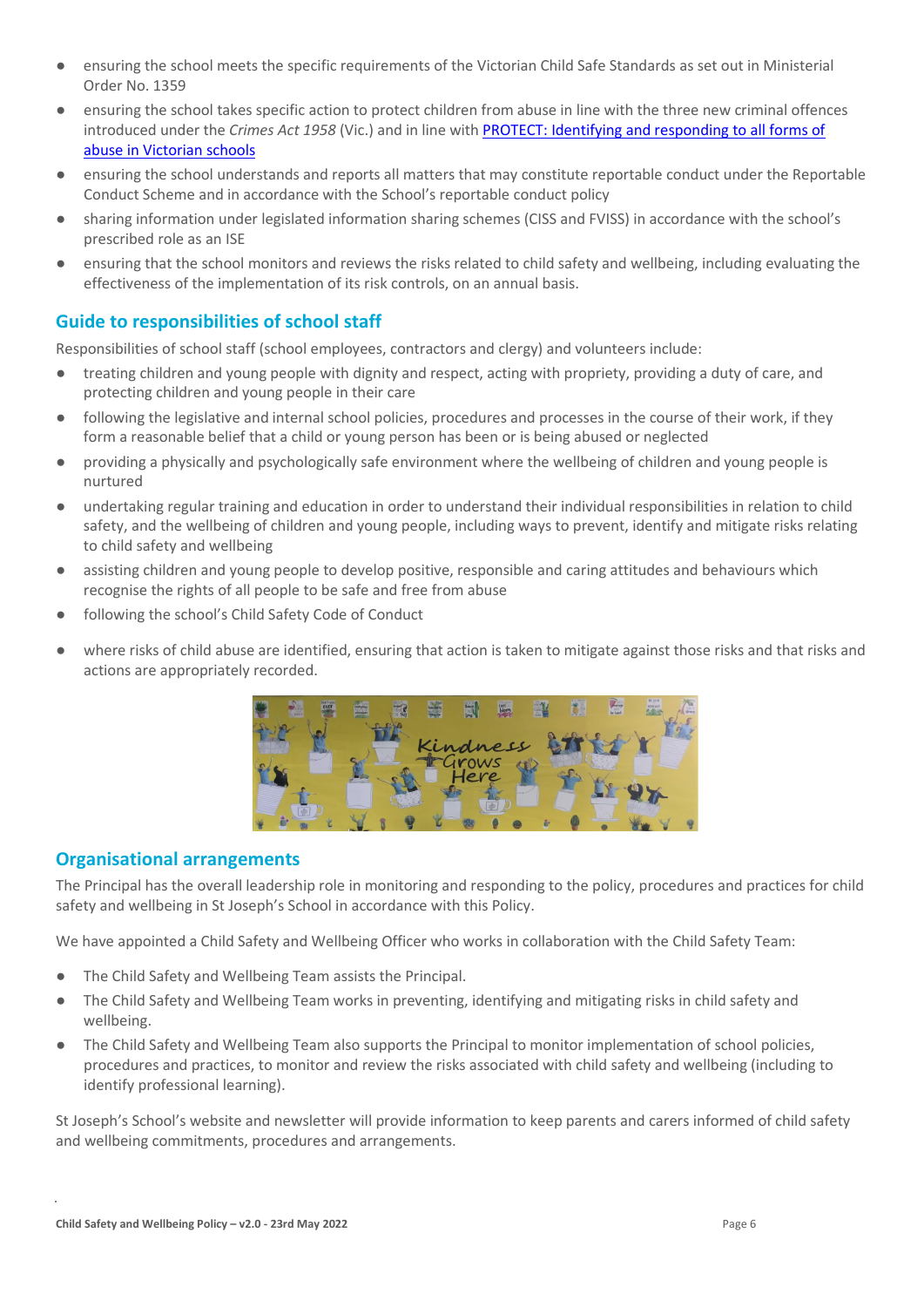- ensuring the school meets the specific requirements of the Victorian Child Safe Standards as set out in Ministerial Order No. 1359
- ensuring the school takes specific action to protect children from abuse in line with the three new criminal offences introduced under the *Crimes Act 1958* (Vic.) and in line with [PROTECT: Identifying and responding to all forms of abuse in Victorian schools]
- ensuring the school understands and reports all matters that may constitute reportable conduct under the Reportable Conduct Scheme and in accordance with the School's reportable conduct policy
- sharing information under legislated information sharing schemes (CISS and FVISS) in accordance with the school's prescribed role as an ISE
- ensuring that the school monitors and reviews the risks related to child safety and wellbeing, including evaluating the effectiveness of the implementation of its risk controls, on an annual basis.

## Guide to responsibilities of school staff

Responsibilities of school staff (school employees, contractors and clergy) and volunteers include:

- treating children and young people with dignity and respect, acting with propriety, providing a duty of care, and protecting children and young people in their care
- following the legislative and internal school policies, procedures and processes in the course of their work, if they form a reasonable belief that a child or young person has been or is being abused or neglected
- providing a physically and psychologically safe environment where the wellbeing of children and young people is nurtured
- undertaking regular training and education in order to understand their individual responsibilities in relation to child safety, and the wellbeing of children and young people, including ways to prevent, identify and mitigate risks relating to child safety and wellbeing
- assisting children and young people to develop positive, responsible and caring attitudes and behaviours which recognise the rights of all people to be safe and free from abuse
- following the school's Child Safety Code of Conduct
- where risks of child abuse are identified, ensuring that action is taken to mitigate against those risks and that risks and actions are appropriately recorded.

## Organisational arrangements

The Principal has the overall leadership role in monitoring and responding to the policy, procedures and practices for child safety and wellbeing in St Joseph's School in accordance with this Policy.

We have appointed a Child Safety and Wellbeing Officer who works in collaboration with the Child Safety Team:

- The Child Safety and Wellbeing Team assists the Principal.
- The Child Safety and Wellbeing Team works in preventing, identifying and mitigating risks in child safety and wellbeing.
- The Child Safety and Wellbeing Team also supports the Principal to monitor implementation of school policies, procedures and practices, to monitor and review the risks associated with child safety and wellbeing (including to identify professional learning).

St Joseph's School's website and newsletter will provide information to keep parents and carers informed of child safety and wellbeing commitments, procedures and arrangements.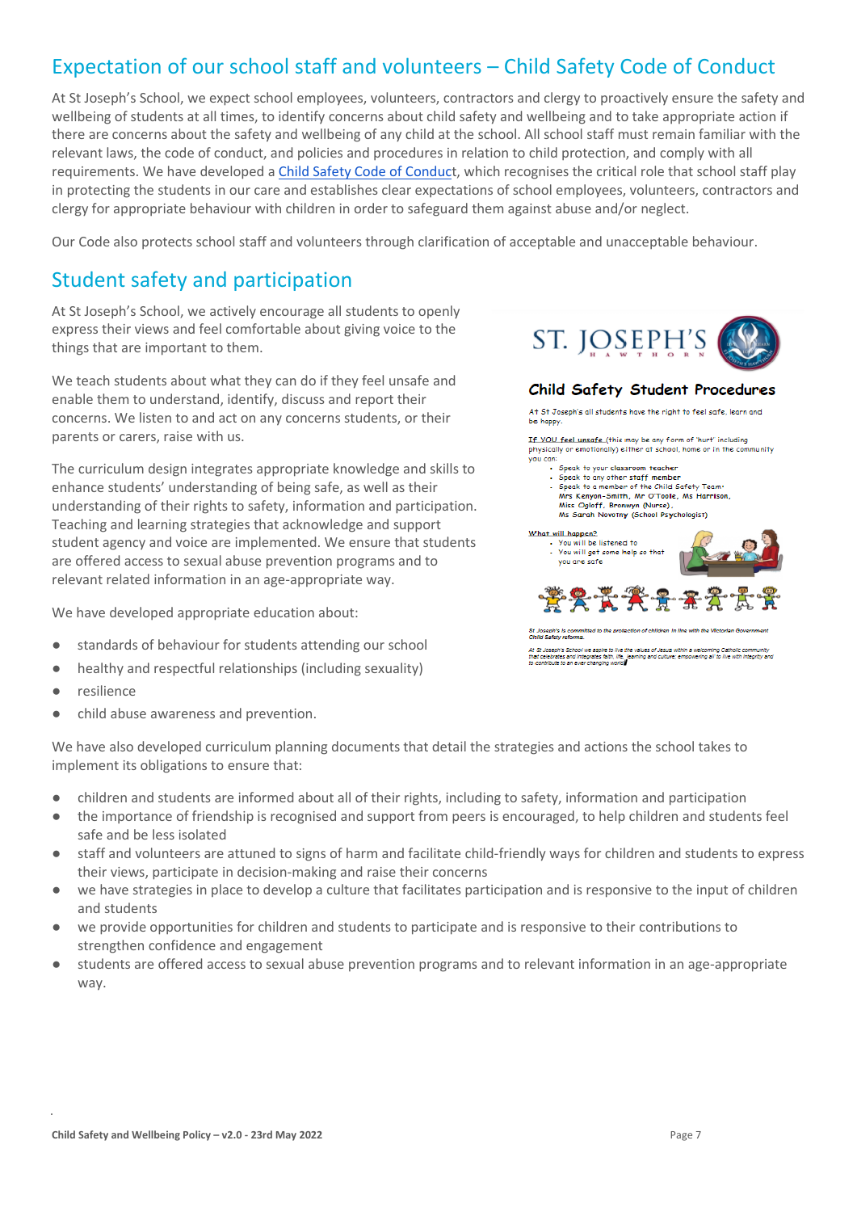## Expectation of our school staff and volunteers – Child Safety Code of Conduct

At St Joseph's School, we expect school employees, volunteers, contractors and clergy to proactively ensure the safety and wellbeing of students at all times, to identify concerns about child safety and wellbeing and to take appropriate action if there are concerns about the safety and wellbeing of any child at the school. All school staff must remain familiar with the relevant laws, the code of conduct, and policies and procedures in relation to child protection, and comply with all requirements. We have developed a Child Safety Code of Conduct, which recognises the critical role that school staff play in protecting the students in our care and establishes clear expectations of school employees, volunteers, contractors and clergy for appropriate behaviour with children in order to safeguard them against abuse and/or neglect.

Our Code also protects school staff and volunteers through clarification of acceptable and unacceptable behaviour.

## Student safety and participation

At St Joseph's School, we actively encourage all students to openly express their views and feel comfortable about giving voice to the things that are important to them.

We teach students about what they can do if they feel unsafe and enable them to understand, identify, discuss and report their concerns. We listen to and act on any concerns students, or their parents or carers, raise with us.

The curriculum design integrates appropriate knowledge and skills to enhance students' understanding of being safe, as well as their understanding of their rights to safety, information and participation. Teaching and learning strategies that acknowledge and support student agency and voice are implemented. We ensure that students are offered access to sexual abuse prevention programs and to relevant related information in an age-appropriate way.

ST. JOSEPH'S
HAWTHORN

**Child Safety Student Procedures**

At St Joseph's all students have the right to feel safe, learn and be happy.

If YOU feel unsafe (this may be any form of 'hurt' including physically or emotionally) either at school, home or in the community you can:

- Speak to your classroom teacher
- Speak to any other staff member
- Speak to a member of the Child Safety Team: Mrs Kenyon-Smith, Mr O'Toole, Ms Harrison, Miss Ogloff, Bronwyn (Nurse), Ms Sarah Novotny (School Psychologist)

What will happen?

- You will be listened to
- You will get some help so that you are safe

*St Joseph's is committed to the protection of children in line with the Victorian Government Child Safety reforms.*

*At St Joseph's School we aspire to live the values of Jesus within a welcoming Catholic community that celebrates and integrates faith, life, learning and culture; empowering all to live with integrity and to contribute to an ever changing world.*

We have developed appropriate education about:

- standards of behaviour for students attending our school
- healthy and respectful relationships (including sexuality)
- resilience
- child abuse awareness and prevention.

We have also developed curriculum planning documents that detail the strategies and actions the school takes to implement its obligations to ensure that:

- children and students are informed about all of their rights, including to safety, information and participation
- the importance of friendship is recognised and support from peers is encouraged, to help children and students feel safe and be less isolated
- staff and volunteers are attuned to signs of harm and facilitate child-friendly ways for children and students to express their views, participate in decision-making and raise their concerns
- we have strategies in place to develop a culture that facilitates participation and is responsive to the input of children and students
- we provide opportunities for children and students to participate and is responsive to their contributions to strengthen confidence and engagement
- students are offered access to sexual abuse prevention programs and to relevant information in an age-appropriate way.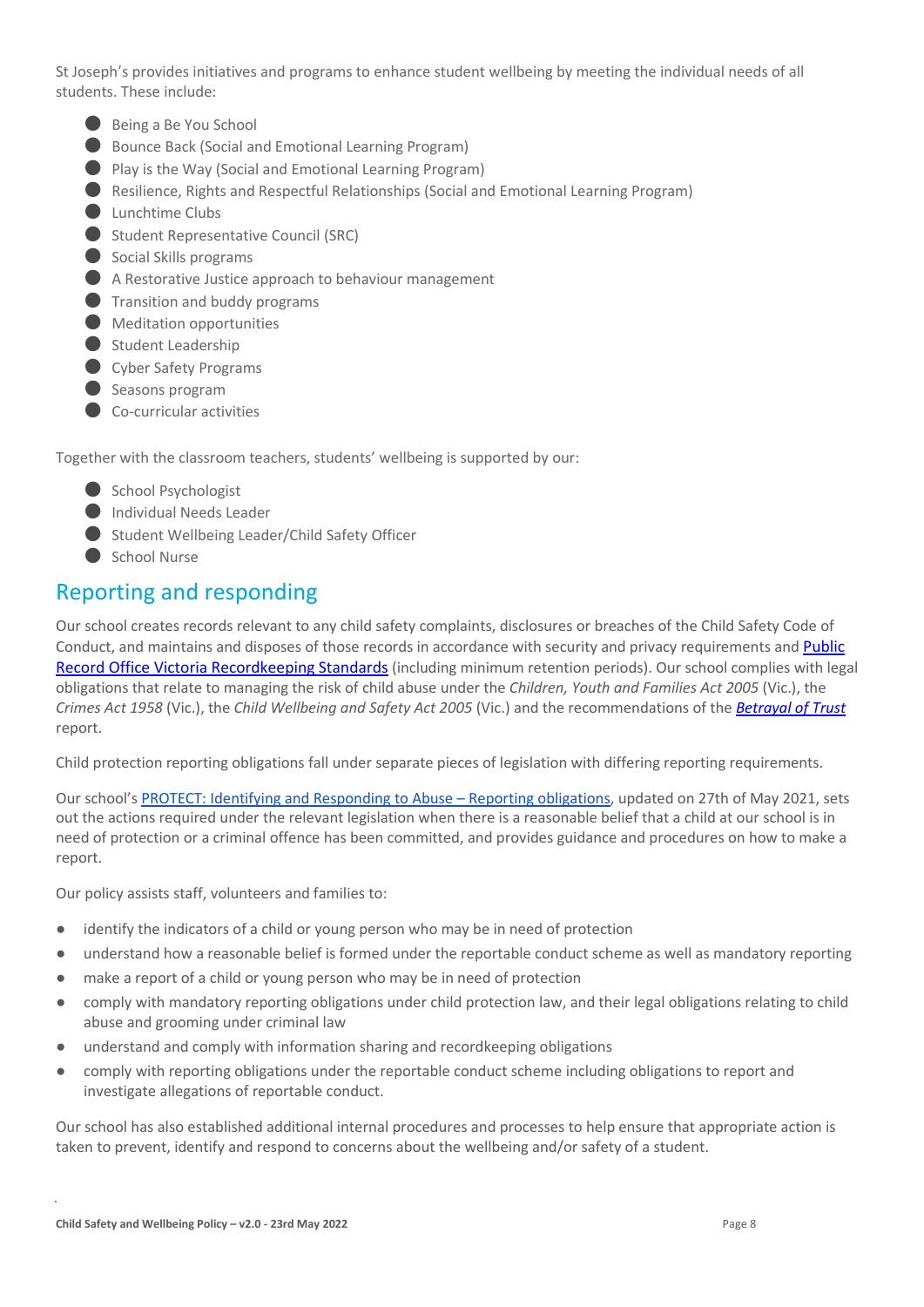St Joseph's provides initiatives and programs to enhance student wellbeing by meeting the individual needs of all students. These include:

- Being a Be You School
- Bounce Back (Social and Emotional Learning Program)
- Play is the Way (Social and Emotional Learning Program)
- Resilience, Rights and Respectful Relationships (Social and Emotional Learning Program)
- Lunchtime Clubs
- Student Representative Council (SRC)
- Social Skills programs
- A Restorative Justice approach to behaviour management
- Transition and buddy programs
- Meditation opportunities
- Student Leadership
- Cyber Safety Programs
- Seasons program
- Co-curricular activities

Together with the classroom teachers, students' wellbeing is supported by our:

- School Psychologist
- Individual Needs Leader
- Student Wellbeing Leader/Child Safety Officer
- School Nurse

## Reporting and responding

Our school creates records relevant to any child safety complaints, disclosures or breaches of the Child Safety Code of Conduct, and maintains and disposes of those records in accordance with security and privacy requirements and Public Record Office Victoria Recordkeeping Standards (including minimum retention periods). Our school complies with legal obligations that relate to managing the risk of child abuse under the *Children, Youth and Families Act 2005* (Vic.), the *Crimes Act 1958* (Vic.), the *Child Wellbeing and Safety Act 2005* (Vic.) and the recommendations of the *Betrayal of Trust* report.

Child protection reporting obligations fall under separate pieces of legislation with differing reporting requirements.

Our school's PROTECT: Identifying and Responding to Abuse – Reporting obligations, updated on 27th of May 2021, sets out the actions required under the relevant legislation when there is a reasonable belief that a child at our school is in need of protection or a criminal offence has been committed, and provides guidance and procedures on how to make a report.

Our policy assists staff, volunteers and families to:

- identify the indicators of a child or young person who may be in need of protection
- understand how a reasonable belief is formed under the reportable conduct scheme as well as mandatory reporting
- make a report of a child or young person who may be in need of protection
- comply with mandatory reporting obligations under child protection law, and their legal obligations relating to child abuse and grooming under criminal law
- understand and comply with information sharing and recordkeeping obligations
- comply with reporting obligations under the reportable conduct scheme including obligations to report and investigate allegations of reportable conduct.

Our school has also established additional internal procedures and processes to help ensure that appropriate action is taken to prevent, identify and respond to concerns about the wellbeing and/or safety of a student.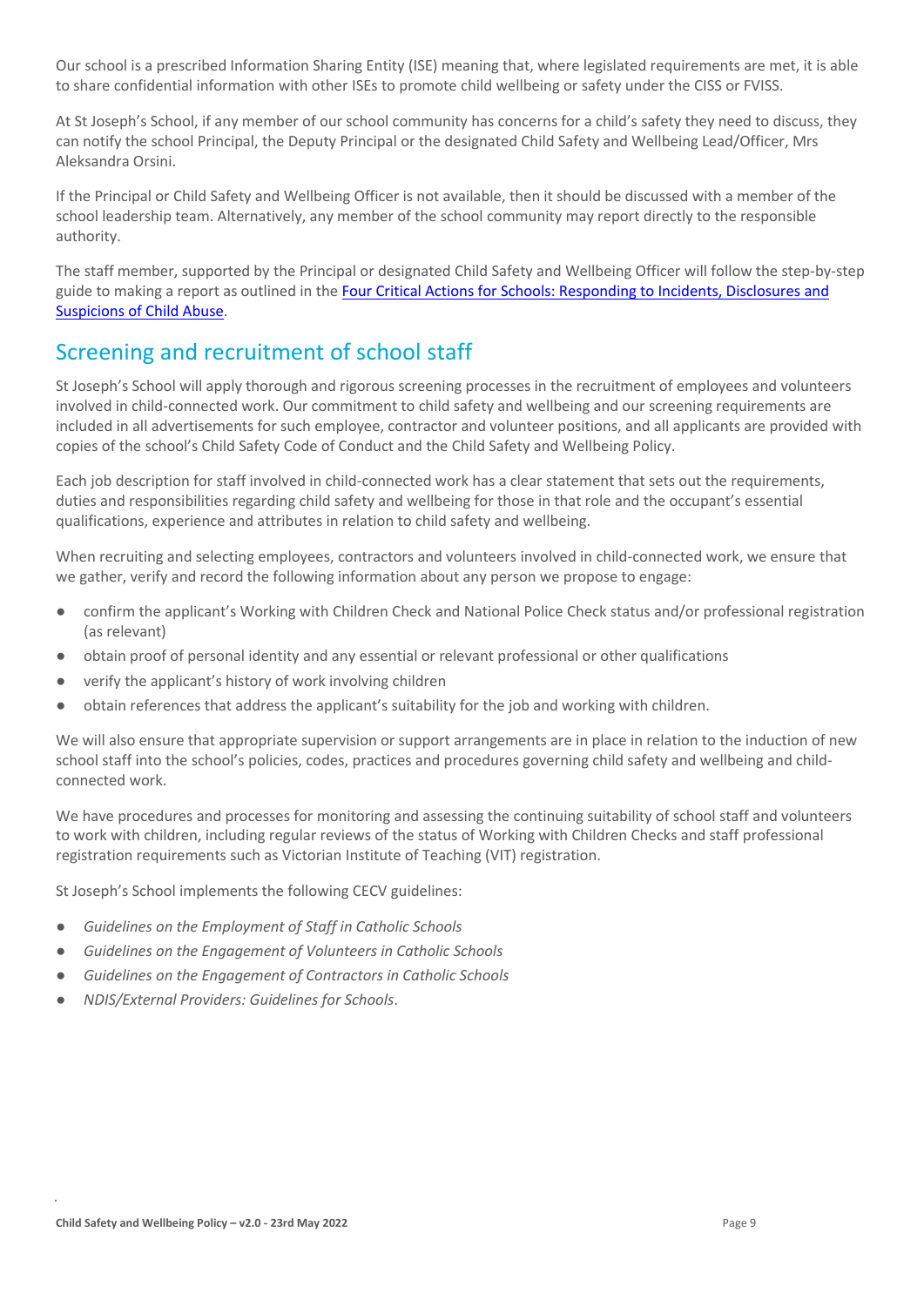Our school is a prescribed Information Sharing Entity (ISE) meaning that, where legislated requirements are met, it is able to share confidential information with other ISEs to promote child wellbeing or safety under the CISS or FVISS.

At St Joseph's School, if any member of our school community has concerns for a child's safety they need to discuss, they can notify the school Principal, the Deputy Principal or the designated Child Safety and Wellbeing Lead/Officer, Mrs Aleksandra Orsini.

If the Principal or Child Safety and Wellbeing Officer is not available, then it should be discussed with a member of the school leadership team. Alternatively, any member of the school community may report directly to the responsible authority.

The staff member, supported by the Principal or designated Child Safety and Wellbeing Officer will follow the step-by-step guide to making a report as outlined in the [Four Critical Actions for Schools: Responding to Incidents, Disclosures and Suspicions of Child Abuse].

## Screening and recruitment of school staff

St Joseph's School will apply thorough and rigorous screening processes in the recruitment of employees and volunteers involved in child-connected work. Our commitment to child safety and wellbeing and our screening requirements are included in all advertisements for such employee, contractor and volunteer positions, and all applicants are provided with copies of the school's Child Safety Code of Conduct and the Child Safety and Wellbeing Policy.

Each job description for staff involved in child-connected work has a clear statement that sets out the requirements, duties and responsibilities regarding child safety and wellbeing for those in that role and the occupant's essential qualifications, experience and attributes in relation to child safety and wellbeing.

When recruiting and selecting employees, contractors and volunteers involved in child-connected work, we ensure that we gather, verify and record the following information about any person we propose to engage:

- confirm the applicant's Working with Children Check and National Police Check status and/or professional registration (as relevant)
- obtain proof of personal identity and any essential or relevant professional or other qualifications
- verify the applicant's history of work involving children
- obtain references that address the applicant's suitability for the job and working with children.

We will also ensure that appropriate supervision or support arrangements are in place in relation to the induction of new school staff into the school's policies, codes, practices and procedures governing child safety and wellbeing and child-connected work.

We have procedures and processes for monitoring and assessing the continuing suitability of school staff and volunteers to work with children, including regular reviews of the status of Working with Children Checks and staff professional registration requirements such as Victorian Institute of Teaching (VIT) registration.

St Joseph's School implements the following CECV guidelines:

- *Guidelines on the Employment of Staff in Catholic Schools*
- *Guidelines on the Engagement of Volunteers in Catholic Schools*
- *Guidelines on the Engagement of Contractors in Catholic Schools*
- *NDIS/External Providers: Guidelines for Schools*.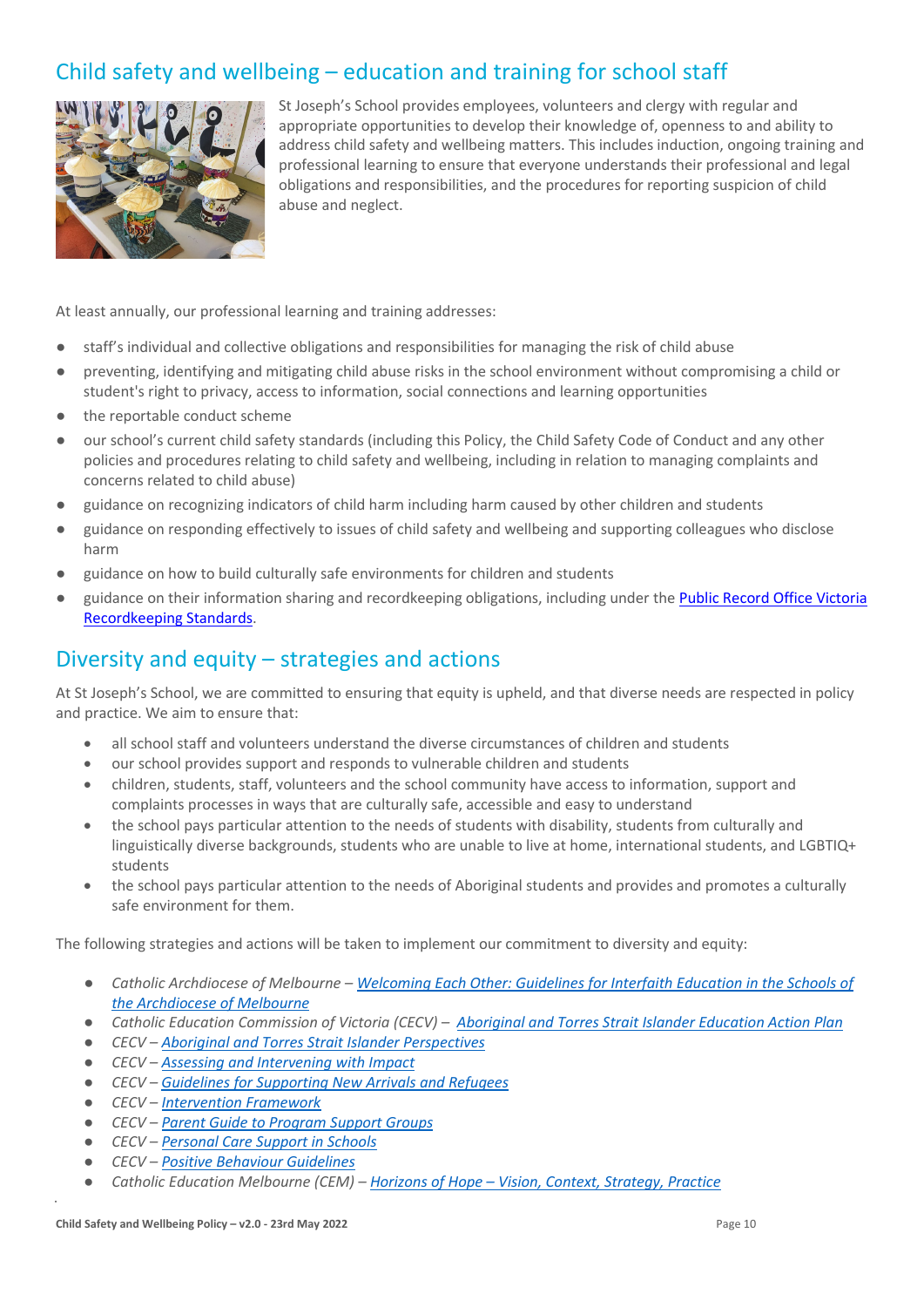## Child safety and wellbeing – education and training for school staff

St Joseph's School provides employees, volunteers and clergy with regular and appropriate opportunities to develop their knowledge of, openness to and ability to address child safety and wellbeing matters. This includes induction, ongoing training and professional learning to ensure that everyone understands their professional and legal obligations and responsibilities, and the procedures for reporting suspicion of child abuse and neglect.

At least annually, our professional learning and training addresses:

- staff's individual and collective obligations and responsibilities for managing the risk of child abuse
- preventing, identifying and mitigating child abuse risks in the school environment without compromising a child or student's right to privacy, access to information, social connections and learning opportunities
- the reportable conduct scheme
- our school's current child safety standards (including this Policy, the Child Safety Code of Conduct and any other policies and procedures relating to child safety and wellbeing, including in relation to managing complaints and concerns related to child abuse)
- guidance on recognizing indicators of child harm including harm caused by other children and students
- guidance on responding effectively to issues of child safety and wellbeing and supporting colleagues who disclose harm
- guidance on how to build culturally safe environments for children and students
- guidance on their information sharing and recordkeeping obligations, including under the Public Record Office Victoria Recordkeeping Standards.

## Diversity and equity – strategies and actions

At St Joseph's School, we are committed to ensuring that equity is upheld, and that diverse needs are respected in policy and practice. We aim to ensure that:

- all school staff and volunteers understand the diverse circumstances of children and students
- our school provides support and responds to vulnerable children and students
- children, students, staff, volunteers and the school community have access to information, support and complaints processes in ways that are culturally safe, accessible and easy to understand
- the school pays particular attention to the needs of students with disability, students from culturally and linguistically diverse backgrounds, students who are unable to live at home, international students, and LGBTIQ+ students
- the school pays particular attention to the needs of Aboriginal students and provides and promotes a culturally safe environment for them.

The following strategies and actions will be taken to implement our commitment to diversity and equity:

- *Catholic Archdiocese of Melbourne – Welcoming Each Other: Guidelines for Interfaith Education in the Schools of the Archdiocese of Melbourne*
- *Catholic Education Commission of Victoria (CECV) – Aboriginal and Torres Strait Islander Education Action Plan*
- *CECV – Aboriginal and Torres Strait Islander Perspectives*
- *CECV – Assessing and Intervening with Impact*
- *CECV – Guidelines for Supporting New Arrivals and Refugees*
- *CECV – Intervention Framework*
- *CECV – Parent Guide to Program Support Groups*
- *CECV – Personal Care Support in Schools*
- *CECV – Positive Behaviour Guidelines*
- *Catholic Education Melbourne (CEM) – Horizons of Hope – Vision, Context, Strategy, Practice*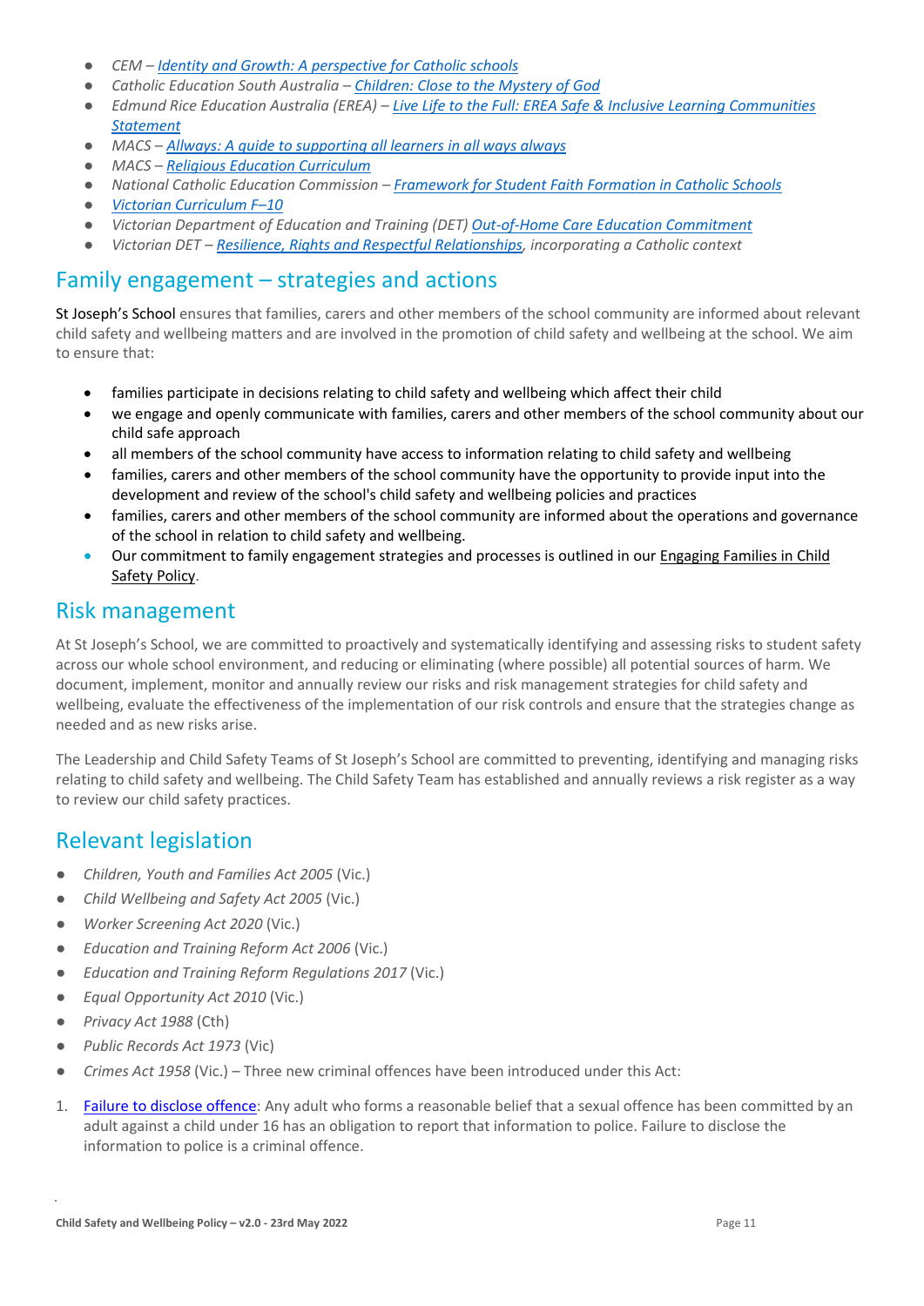- *CEM – Identity and Growth: A perspective for Catholic schools*
- *Catholic Education South Australia – Children: Close to the Mystery of God*
- *Edmund Rice Education Australia (EREA) – Live Life to the Full: EREA Safe & Inclusive Learning Communities Statement*
- *MACS – Allways: A guide to supporting all learners in all ways always*
- *MACS – Religious Education Curriculum*
- *National Catholic Education Commission – Framework for Student Faith Formation in Catholic Schools*
- *Victorian Curriculum F–10*
- *Victorian Department of Education and Training (DET) Out-of-Home Care Education Commitment*
- *Victorian DET – Resilience, Rights and Respectful Relationships, incorporating a Catholic context*

## Family engagement – strategies and actions

St Joseph's School ensures that families, carers and other members of the school community are informed about relevant child safety and wellbeing matters and are involved in the promotion of child safety and wellbeing at the school. We aim to ensure that:

- families participate in decisions relating to child safety and wellbeing which affect their child
- we engage and openly communicate with families, carers and other members of the school community about our child safe approach
- all members of the school community have access to information relating to child safety and wellbeing
- families, carers and other members of the school community have the opportunity to provide input into the development and review of the school's child safety and wellbeing policies and practices
- families, carers and other members of the school community are informed about the operations and governance of the school in relation to child safety and wellbeing.
- Our commitment to family engagement strategies and processes is outlined in our Engaging Families in Child Safety Policy.

## Risk management

At St Joseph's School, we are committed to proactively and systematically identifying and assessing risks to student safety across our whole school environment, and reducing or eliminating (where possible) all potential sources of harm. We document, implement, monitor and annually review our risks and risk management strategies for child safety and wellbeing, evaluate the effectiveness of the implementation of our risk controls and ensure that the strategies change as needed and as new risks arise.

The Leadership and Child Safety Teams of St Joseph's School are committed to preventing, identifying and managing risks relating to child safety and wellbeing. The Child Safety Team has established and annually reviews a risk register as a way to review our child safety practices.

## Relevant legislation

- *Children, Youth and Families Act 2005* (Vic.)
- *Child Wellbeing and Safety Act 2005* (Vic.)
- *Worker Screening Act 2020* (Vic.)
- *Education and Training Reform Act 2006* (Vic.)
- *Education and Training Reform Regulations 2017* (Vic.)
- *Equal Opportunity Act 2010* (Vic.)
- *Privacy Act 1988* (Cth)
- *Public Records Act 1973* (Vic)
- *Crimes Act 1958* (Vic.) – Three new criminal offences have been introduced under this Act:

1. Failure to disclose offence: Any adult who forms a reasonable belief that a sexual offence has been committed by an adult against a child under 16 has an obligation to report that information to police. Failure to disclose the information to police is a criminal offence.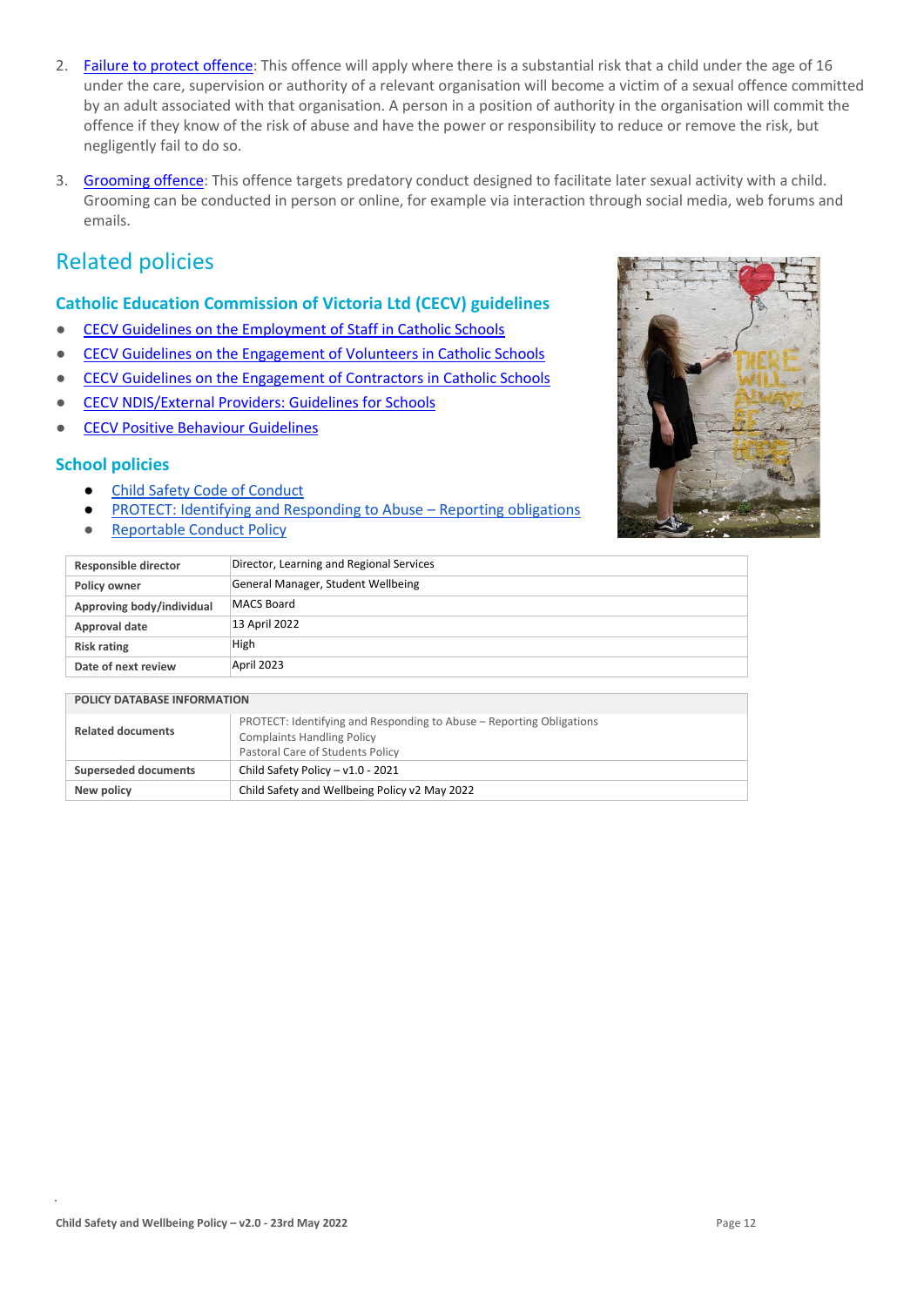2. Failure to protect offence: This offence will apply where there is a substantial risk that a child under the age of 16 under the care, supervision or authority of a relevant organisation will become a victim of a sexual offence committed by an adult associated with that organisation. A person in a position of authority in the organisation will commit the offence if they know of the risk of abuse and have the power or responsibility to reduce or remove the risk, but negligently fail to do so.

3. Grooming offence: This offence targets predatory conduct designed to facilitate later sexual activity with a child. Grooming can be conducted in person or online, for example via interaction through social media, web forums and emails.

## Related policies

### Catholic Education Commission of Victoria Ltd (CECV) guidelines

- CECV Guidelines on the Employment of Staff in Catholic Schools
- CECV Guidelines on the Engagement of Volunteers in Catholic Schools
- CECV Guidelines on the Engagement of Contractors in Catholic Schools
- CECV NDIS/External Providers: Guidelines for Schools
- CECV Positive Behaviour Guidelines

### School policies

- Child Safety Code of Conduct
- PROTECT: Identifying and Responding to Abuse – Reporting obligations
- Reportable Conduct Policy

| | |
|---|---|
| **Responsible director** | Director, Learning and Regional Services |
| **Policy owner** | General Manager, Student Wellbeing |
| **Approving body/individual** | MACS Board |
| **Approval date** | 13 April 2022 |
| **Risk rating** | High |
| **Date of next review** | April 2023 |

| **POLICY DATABASE INFORMATION** | |
|---|---|
| **Related documents** | PROTECT: Identifying and Responding to Abuse – Reporting Obligations<br>Complaints Handling Policy<br>Pastoral Care of Students Policy |
| **Superseded documents** | Child Safety Policy – v1.0 - 2021 |
| **New policy** | Child Safety and Wellbeing Policy v2 May 2022 |